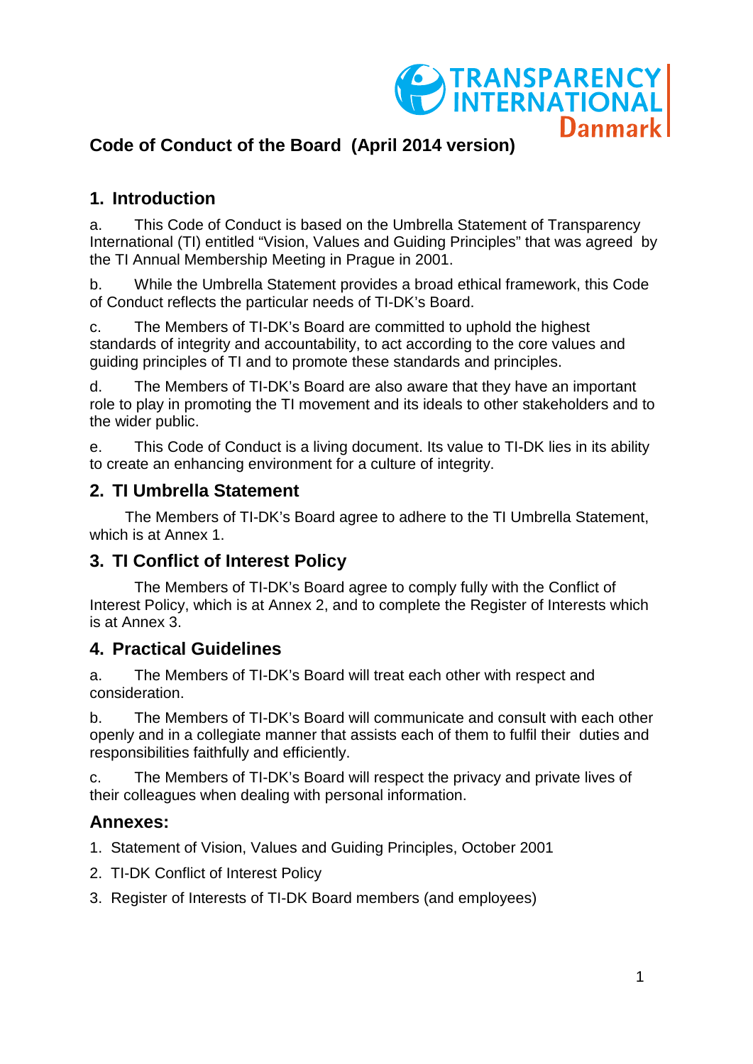# Code of Conduct of the Board (April 2014 version)

## 1. Introduction

a. This Code of Conduct is based on the Umbrella Statement of Transparency International (TI) entitled "Vision, Values and Guiding Principles" that was agreed by the TI Annual Membership Meeting in Prague in 2001.

b. While the Umbrella Statement provides a broad ethical framework, this Code of Conduct reflects the particular needs of TI-DK's Board.

c. The Members of TI-DK's Board are committed to uphold the highest standards of integrity and accountability, to act according to the core values and guiding principles of TI and to promote these standards and principles.

d. The Members of TI-DK's Board are also aware that they have an important role to play in promoting the TI movement and its ideals to other stakeholders and to the wider public.

e. This Code of Conduct is a living document. Its value to TI-DK lies in its ability to create an enhancing environment for a culture of integrity.

## 2. TI Umbrella Statement

The Members of TI-DK's Board agree to adhere to the TI Umbrella Statement, which is at Annex 1.

## 3. TI Conflict of Interest Policy

The Members of TI-DK's Board agree to comply fully with the Conflict of Interest Policy, which is at Annex 2, and to complete the Register of Interests which is at Annex 3.

## 4. Practical Guidelines

a. The Members of TI-DK's Board will treat each other with respect and consideration.

b. The Members of TI-DK's Board will communicate and consult with each other openly and in a collegiate manner that assists each of them to fulfil their duties and responsibilities faithfully and efficiently.

c. The Members of TI-DK's Board will respect the privacy and private lives of their colleagues when dealing with personal information.

## Annexes:

1. Statement of Vision, Values and Guiding Principles, October 2001
2. TI-DK Conflict of Interest Policy
3. Register of Interests of TI-DK Board members (and employees)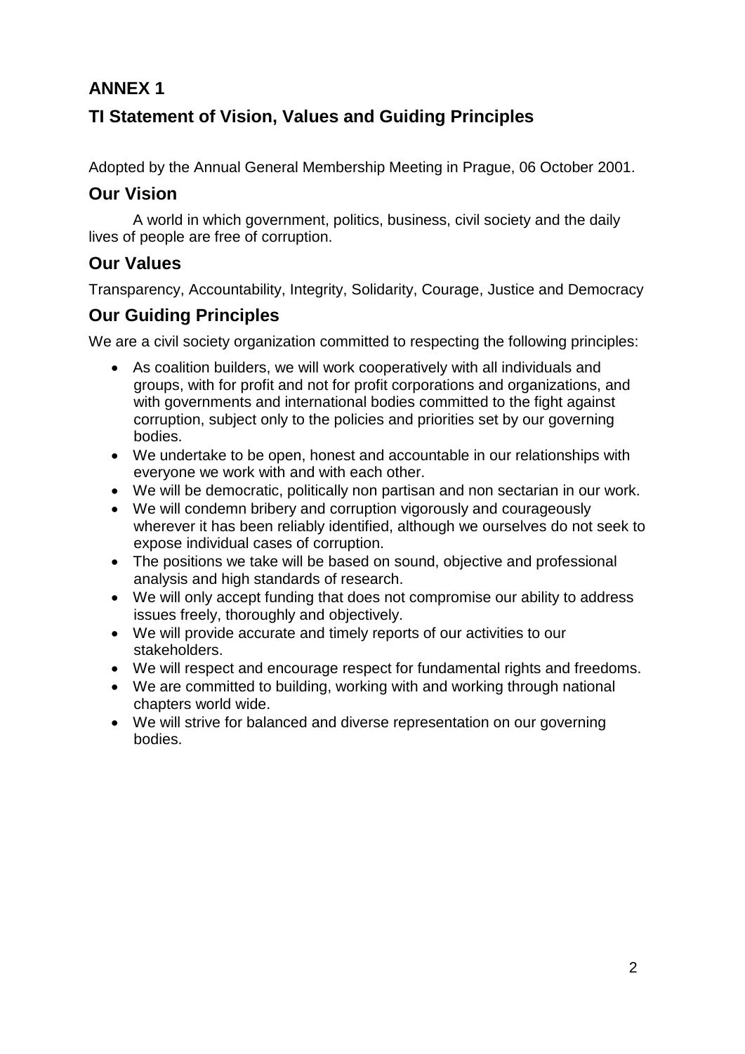## ANNEX 1

## TI Statement of Vision, Values and Guiding Principles

Adopted by the Annual General Membership Meeting in Prague, 06 October 2001.

### Our Vision

A world in which government, politics, business, civil society and the daily lives of people are free of corruption.

### Our Values

Transparency, Accountability, Integrity, Solidarity, Courage, Justice and Democracy

### Our Guiding Principles

We are a civil society organization committed to respecting the following principles:

- As coalition builders, we will work cooperatively with all individuals and groups, with for profit and not for profit corporations and organizations, and with governments and international bodies committed to the fight against corruption, subject only to the policies and priorities set by our governing bodies.
- We undertake to be open, honest and accountable in our relationships with everyone we work with and with each other.
- We will be democratic, politically non partisan and non sectarian in our work.
- We will condemn bribery and corruption vigorously and courageously wherever it has been reliably identified, although we ourselves do not seek to expose individual cases of corruption.
- The positions we take will be based on sound, objective and professional analysis and high standards of research.
- We will only accept funding that does not compromise our ability to address issues freely, thoroughly and objectively.
- We will provide accurate and timely reports of our activities to our stakeholders.
- We will respect and encourage respect for fundamental rights and freedoms.
- We are committed to building, working with and working through national chapters world wide.
- We will strive for balanced and diverse representation on our governing bodies.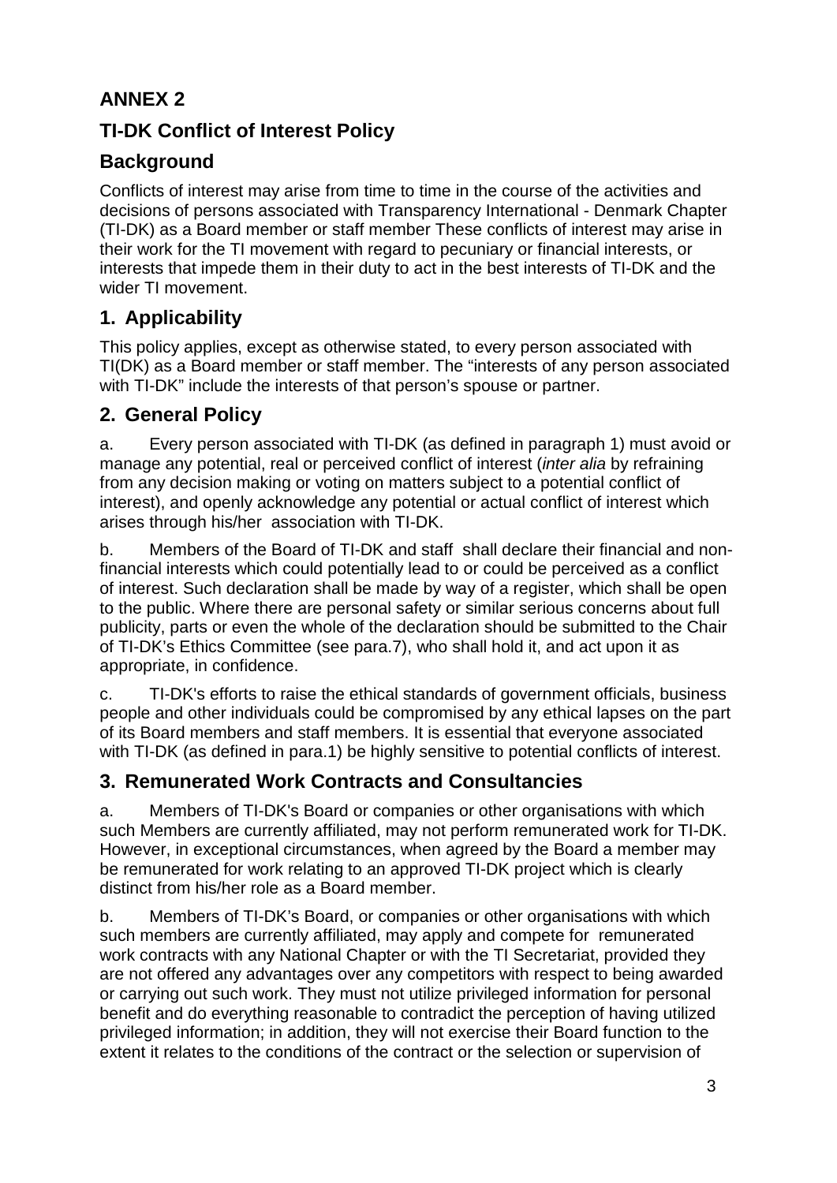## ANNEX 2

## TI-DK Conflict of Interest Policy

## Background

Conflicts of interest may arise from time to time in the course of the activities and decisions of persons associated with Transparency International - Denmark Chapter (TI-DK) as a Board member or staff member These conflicts of interest may arise in their work for the TI movement with regard to pecuniary or financial interests, or interests that impede them in their duty to act in the best interests of TI-DK and the wider TI movement.

## 1. Applicability

This policy applies, except as otherwise stated, to every person associated with TI(DK) as a Board member or staff member. The "interests of any person associated with TI-DK" include the interests of that person's spouse or partner.

## 2. General Policy

a. Every person associated with TI-DK (as defined in paragraph 1) must avoid or manage any potential, real or perceived conflict of interest (*inter alia* by refraining from any decision making or voting on matters subject to a potential conflict of interest), and openly acknowledge any potential or actual conflict of interest which arises through his/her association with TI-DK.

b. Members of the Board of TI-DK and staff shall declare their financial and non-financial interests which could potentially lead to or could be perceived as a conflict of interest. Such declaration shall be made by way of a register, which shall be open to the public. Where there are personal safety or similar serious concerns about full publicity, parts or even the whole of the declaration should be submitted to the Chair of TI-DK's Ethics Committee (see para.7), who shall hold it, and act upon it as appropriate, in confidence.

c. TI-DK's efforts to raise the ethical standards of government officials, business people and other individuals could be compromised by any ethical lapses on the part of its Board members and staff members. It is essential that everyone associated with TI-DK (as defined in para.1) be highly sensitive to potential conflicts of interest.

## 3. Remunerated Work Contracts and Consultancies

a. Members of TI-DK's Board or companies or other organisations with which such Members are currently affiliated, may not perform remunerated work for TI-DK. However, in exceptional circumstances, when agreed by the Board a member may be remunerated for work relating to an approved TI-DK project which is clearly distinct from his/her role as a Board member.

b. Members of TI-DK's Board, or companies or other organisations with which such members are currently affiliated, may apply and compete for remunerated work contracts with any National Chapter or with the TI Secretariat, provided they are not offered any advantages over any competitors with respect to being awarded or carrying out such work. They must not utilize privileged information for personal benefit and do everything reasonable to contradict the perception of having utilized privileged information; in addition, they will not exercise their Board function to the extent it relates to the conditions of the contract or the selection or supervision of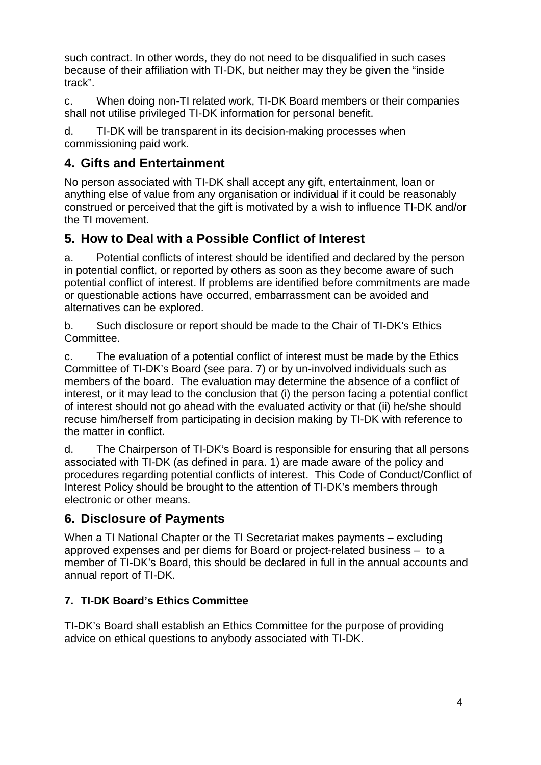such contract. In other words, they do not need to be disqualified in such cases because of their affiliation with TI-DK, but neither may they be given the “inside track”.

c. When doing non-TI related work, TI-DK Board members or their companies shall not utilise privileged TI-DK information for personal benefit.

d. TI-DK will be transparent in its decision-making processes when commissioning paid work.

## 4. Gifts and Entertainment

No person associated with TI-DK shall accept any gift, entertainment, loan or anything else of value from any organisation or individual if it could be reasonably construed or perceived that the gift is motivated by a wish to influence TI-DK and/or the TI movement.

## 5. How to Deal with a Possible Conflict of Interest

a. Potential conflicts of interest should be identified and declared by the person in potential conflict, or reported by others as soon as they become aware of such potential conflict of interest. If problems are identified before commitments are made or questionable actions have occurred, embarrassment can be avoided and alternatives can be explored.

b. Such disclosure or report should be made to the Chair of TI-DK's Ethics Committee.

c. The evaluation of a potential conflict of interest must be made by the Ethics Committee of TI-DK’s Board (see para. 7) or by un-involved individuals such as members of the board. The evaluation may determine the absence of a conflict of interest, or it may lead to the conclusion that (i) the person facing a potential conflict of interest should not go ahead with the evaluated activity or that (ii) he/she should recuse him/herself from participating in decision making by TI-DK with reference to the matter in conflict.

d. The Chairperson of TI-DK‘s Board is responsible for ensuring that all persons associated with TI-DK (as defined in para. 1) are made aware of the policy and procedures regarding potential conflicts of interest. This Code of Conduct/Conflict of Interest Policy should be brought to the attention of TI-DK’s members through electronic or other means.

## 6. Disclosure of Payments

When a TI National Chapter or the TI Secretariat makes payments – excluding approved expenses and per diems for Board or project-related business – to a member of TI-DK’s Board, this should be declared in full in the annual accounts and annual report of TI-DK.

### 7. TI-DK Board’s Ethics Committee

TI-DK’s Board shall establish an Ethics Committee for the purpose of providing advice on ethical questions to anybody associated with TI-DK.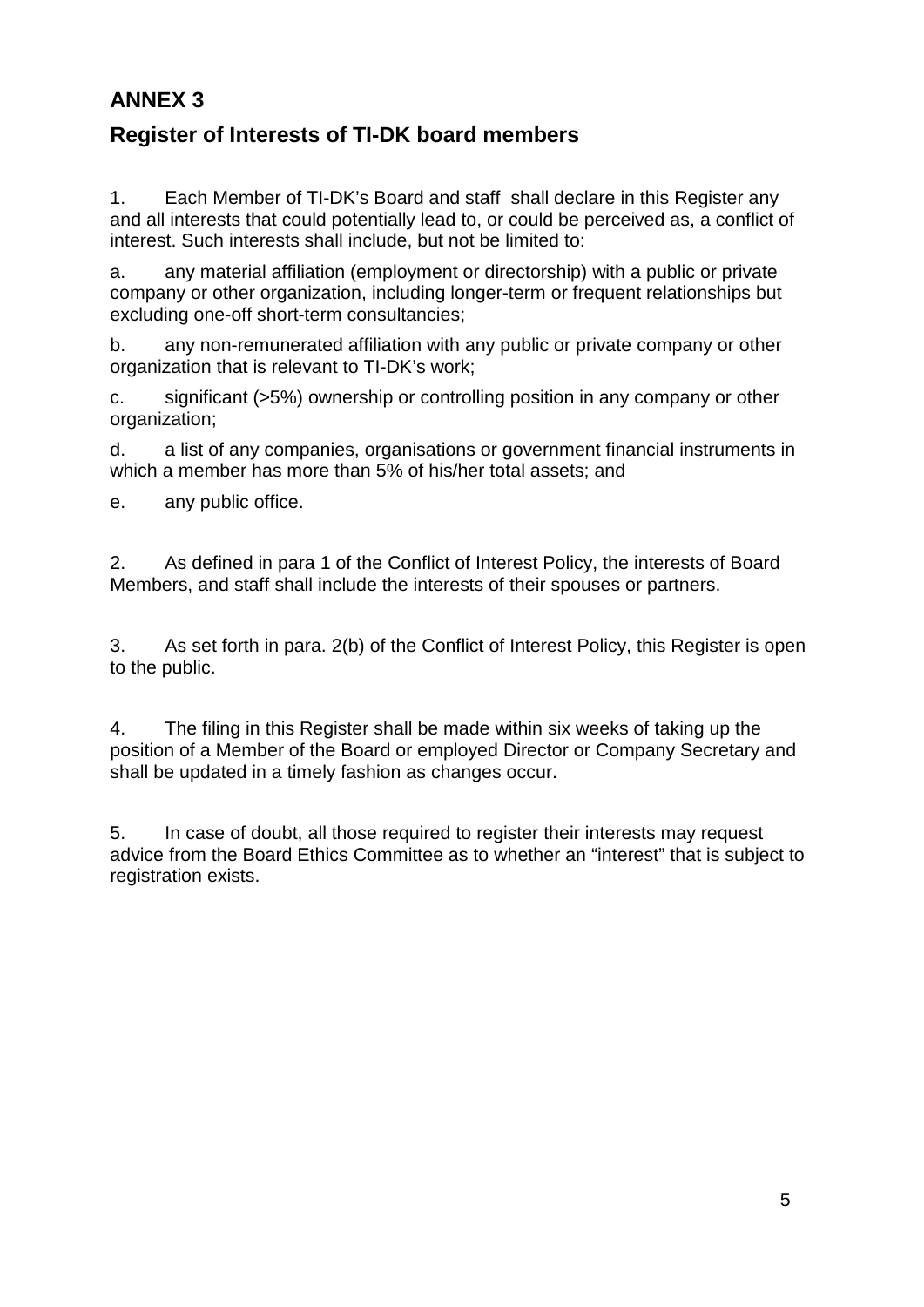## ANNEX 3

## Register of Interests of TI-DK board members

1. Each Member of TI-DK's Board and staff shall declare in this Register any and all interests that could potentially lead to, or could be perceived as, a conflict of interest. Such interests shall include, but not be limited to:

a. any material affiliation (employment or directorship) with a public or private company or other organization, including longer-term or frequent relationships but excluding one-off short-term consultancies;

b. any non-remunerated affiliation with any public or private company or other organization that is relevant to TI-DK's work;

c. significant (>5%) ownership or controlling position in any company or other organization;

d. a list of any companies, organisations or government financial instruments in which a member has more than 5% of his/her total assets; and

e. any public office.

2. As defined in para 1 of the Conflict of Interest Policy, the interests of Board Members, and staff shall include the interests of their spouses or partners.

3. As set forth in para. 2(b) of the Conflict of Interest Policy, this Register is open to the public.

4. The filing in this Register shall be made within six weeks of taking up the position of a Member of the Board or employed Director or Company Secretary and shall be updated in a timely fashion as changes occur.

5. In case of doubt, all those required to register their interests may request advice from the Board Ethics Committee as to whether an "interest" that is subject to registration exists.